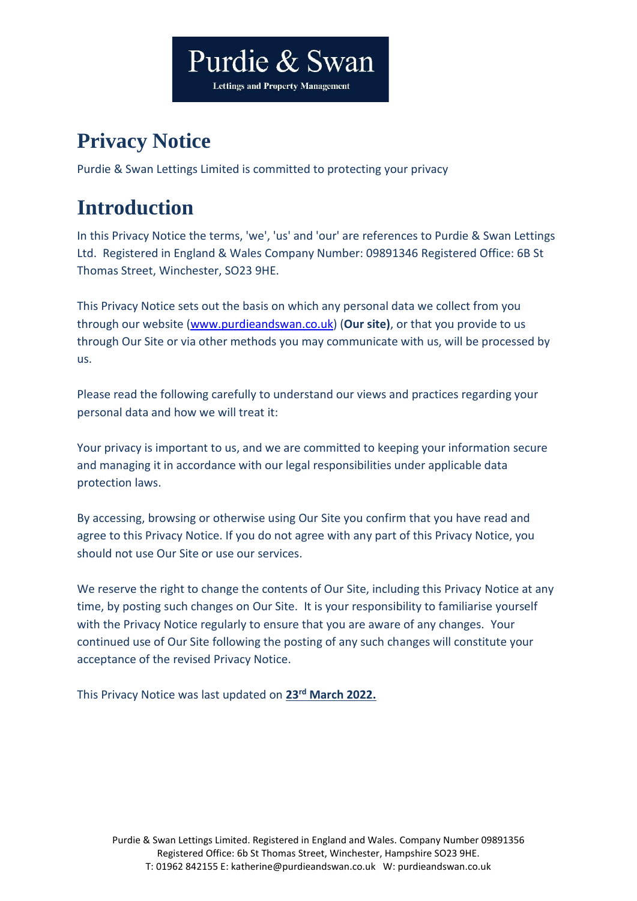# Privacy Notice

Purdie & Swan Lettings Limited is committed to protecting your privacy

# Introduction

In this Privacy Notice the terms, 'we', 'us' and 'our' are references to Purdie & Swan Lettings Ltd. Registered in England & Wales Company Number: 09891346 Registered Office: 6B St Thomas Street, Winchester, SO23 9HE.

This Privacy Notice sets out the basis on which any personal data we collect from you through our website (www.purdieandswan.co.uk) (**Our site)**, or that you provide to us through Our Site or via other methods you may communicate with us, will be processed by us.

Please read the following carefully to understand our views and practices regarding your personal data and how we will treat it:

Your privacy is important to us, and we are committed to keeping your information secure and managing it in accordance with our legal responsibilities under applicable data protection laws.

By accessing, browsing or otherwise using Our Site you confirm that you have read and agree to this Privacy Notice. If you do not agree with any part of this Privacy Notice, you should not use Our Site or use our services.

We reserve the right to change the contents of Our Site, including this Privacy Notice at any time, by posting such changes on Our Site. It is your responsibility to familiarise yourself with the Privacy Notice regularly to ensure that you are aware of any changes. Your continued use of Our Site following the posting of any such changes will constitute your acceptance of the revised Privacy Notice.

This Privacy Notice was last updated on **23rd March 2022.**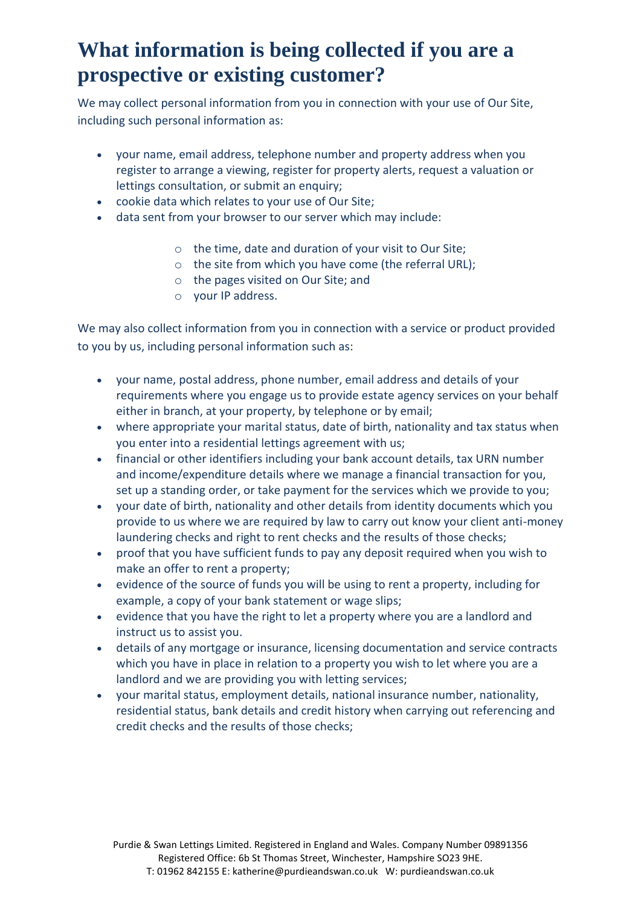# What information is being collected if you are a prospective or existing customer?

We may collect personal information from you in connection with your use of Our Site, including such personal information as:

- your name, email address, telephone number and property address when you register to arrange a viewing, register for property alerts, request a valuation or lettings consultation, or submit an enquiry;
- cookie data which relates to your use of Our Site;
- data sent from your browser to our server which may include:
  - the time, date and duration of your visit to Our Site;
  - the site from which you have come (the referral URL);
  - the pages visited on Our Site; and
  - your IP address.

We may also collect information from you in connection with a service or product provided to you by us, including personal information such as:

- your name, postal address, phone number, email address and details of your requirements where you engage us to provide estate agency services on your behalf either in branch, at your property, by telephone or by email;
- where appropriate your marital status, date of birth, nationality and tax status when you enter into a residential lettings agreement with us;
- financial or other identifiers including your bank account details, tax URN number and income/expenditure details where we manage a financial transaction for you, set up a standing order, or take payment for the services which we provide to you;
- your date of birth, nationality and other details from identity documents which you provide to us where we are required by law to carry out know your client anti-money laundering checks and right to rent checks and the results of those checks;
- proof that you have sufficient funds to pay any deposit required when you wish to make an offer to rent a property;
- evidence of the source of funds you will be using to rent a property, including for example, a copy of your bank statement or wage slips;
- evidence that you have the right to let a property where you are a landlord and instruct us to assist you.
- details of any mortgage or insurance, licensing documentation and service contracts which you have in place in relation to a property you wish to let where you are a landlord and we are providing you with letting services;
- your marital status, employment details, national insurance number, nationality, residential status, bank details and credit history when carrying out referencing and credit checks and the results of those checks;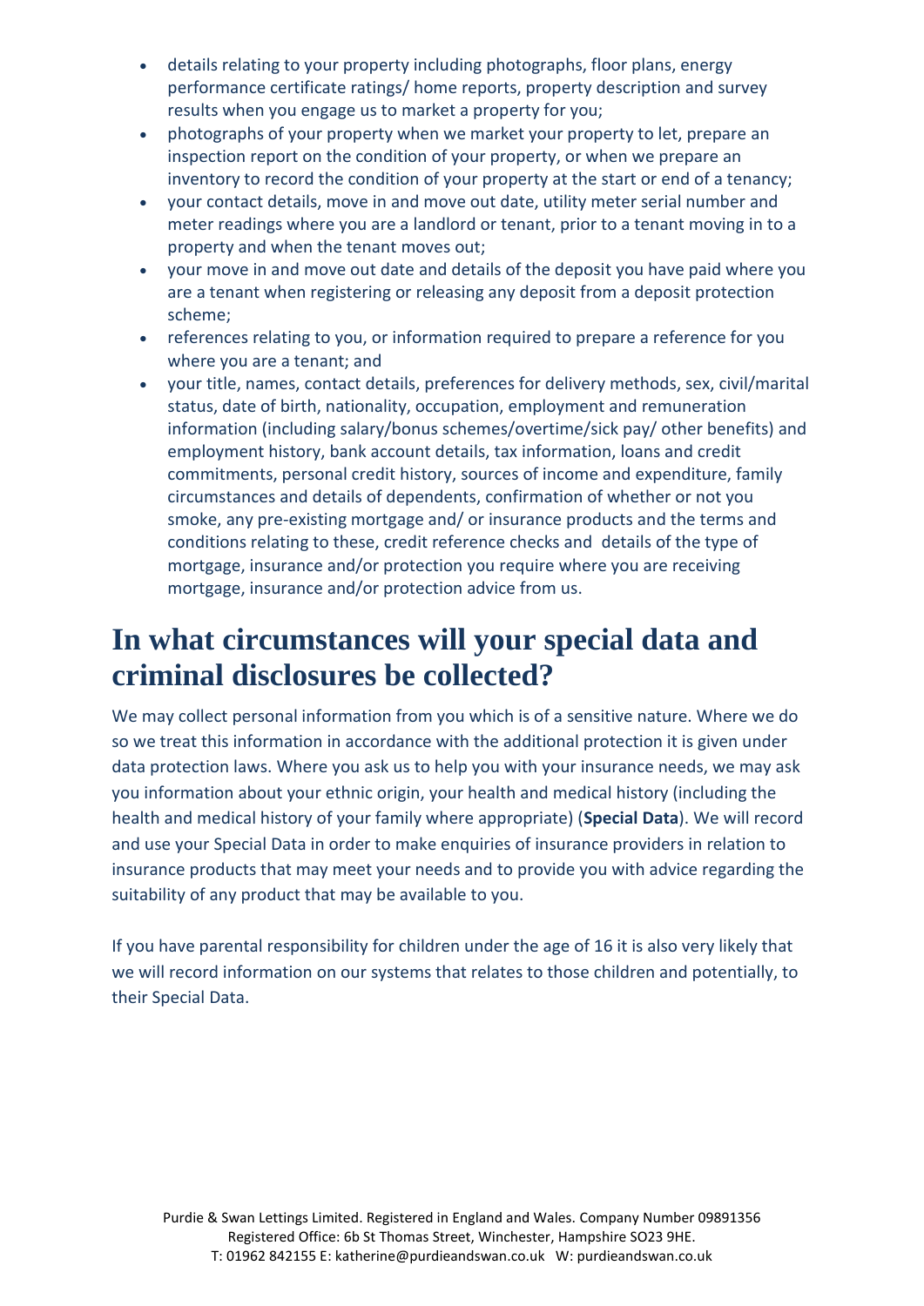- details relating to your property including photographs, floor plans, energy performance certificate ratings/ home reports, property description and survey results when you engage us to market a property for you;
- photographs of your property when we market your property to let, prepare an inspection report on the condition of your property, or when we prepare an inventory to record the condition of your property at the start or end of a tenancy;
- your contact details, move in and move out date, utility meter serial number and meter readings where you are a landlord or tenant, prior to a tenant moving in to a property and when the tenant moves out;
- your move in and move out date and details of the deposit you have paid where you are a tenant when registering or releasing any deposit from a deposit protection scheme;
- references relating to you, or information required to prepare a reference for you where you are a tenant; and
- your title, names, contact details, preferences for delivery methods, sex, civil/marital status, date of birth, nationality, occupation, employment and remuneration information (including salary/bonus schemes/overtime/sick pay/ other benefits) and employment history, bank account details, tax information, loans and credit commitments, personal credit history, sources of income and expenditure, family circumstances and details of dependents, confirmation of whether or not you smoke, any pre-existing mortgage and/ or insurance products and the terms and conditions relating to these, credit reference checks and details of the type of mortgage, insurance and/or protection you require where you are receiving mortgage, insurance and/or protection advice from us.

# In what circumstances will your special data and criminal disclosures be collected?

We may collect personal information from you which is of a sensitive nature. Where we do so we treat this information in accordance with the additional protection it is given under data protection laws. Where you ask us to help you with your insurance needs, we may ask you information about your ethnic origin, your health and medical history (including the health and medical history of your family where appropriate) (**Special Data**). We will record and use your Special Data in order to make enquiries of insurance providers in relation to insurance products that may meet your needs and to provide you with advice regarding the suitability of any product that may be available to you.

If you have parental responsibility for children under the age of 16 it is also very likely that we will record information on our systems that relates to those children and potentially, to their Special Data.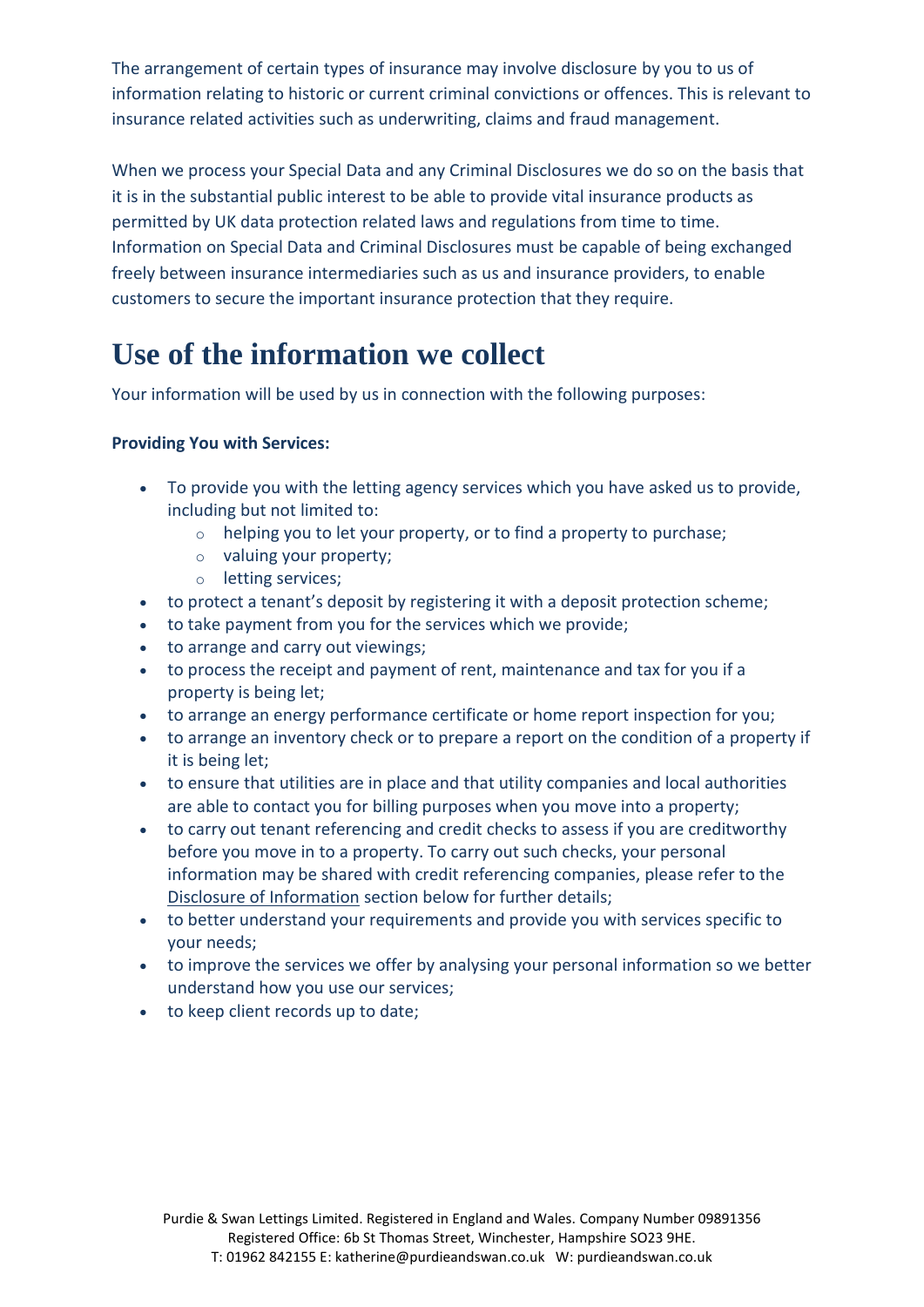The arrangement of certain types of insurance may involve disclosure by you to us of information relating to historic or current criminal convictions or offences. This is relevant to insurance related activities such as underwriting, claims and fraud management.

When we process your Special Data and any Criminal Disclosures we do so on the basis that it is in the substantial public interest to be able to provide vital insurance products as permitted by UK data protection related laws and regulations from time to time. Information on Special Data and Criminal Disclosures must be capable of being exchanged freely between insurance intermediaries such as us and insurance providers, to enable customers to secure the important insurance protection that they require.

# Use of the information we collect

Your information will be used by us in connection with the following purposes:

**Providing You with Services:**

- To provide you with the letting agency services which you have asked us to provide, including but not limited to:
  - helping you to let your property, or to find a property to purchase;
  - valuing your property;
  - letting services;
- to protect a tenant's deposit by registering it with a deposit protection scheme;
- to take payment from you for the services which we provide;
- to arrange and carry out viewings;
- to process the receipt and payment of rent, maintenance and tax for you if a property is being let;
- to arrange an energy performance certificate or home report inspection for you;
- to arrange an inventory check or to prepare a report on the condition of a property if it is being let;
- to ensure that utilities are in place and that utility companies and local authorities are able to contact you for billing purposes when you move into a property;
- to carry out tenant referencing and credit checks to assess if you are creditworthy before you move in to a property. To carry out such checks, your personal information may be shared with credit referencing companies, please refer to the Disclosure of Information section below for further details;
- to better understand your requirements and provide you with services specific to your needs;
- to improve the services we offer by analysing your personal information so we better understand how you use our services;
- to keep client records up to date;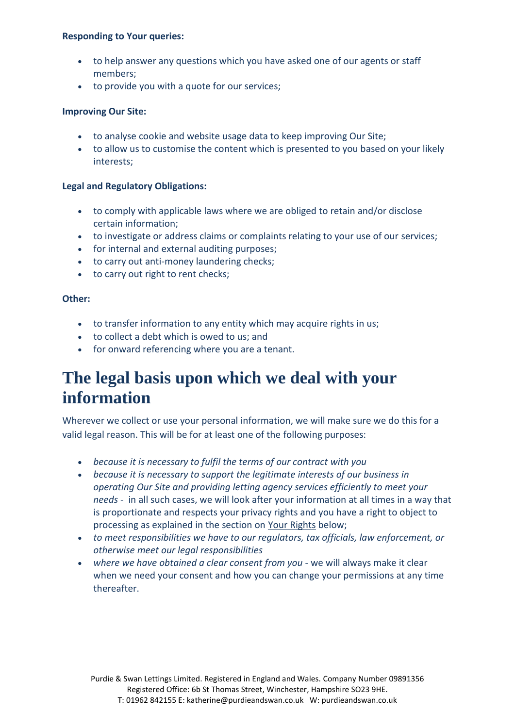**Responding to Your queries:**

- to help answer any questions which you have asked one of our agents or staff members;
- to provide you with a quote for our services;

**Improving Our Site:**

- to analyse cookie and website usage data to keep improving Our Site;
- to allow us to customise the content which is presented to you based on your likely interests;

**Legal and Regulatory Obligations:**

- to comply with applicable laws where we are obliged to retain and/or disclose certain information;
- to investigate or address claims or complaints relating to your use of our services;
- for internal and external auditing purposes;
- to carry out anti-money laundering checks;
- to carry out right to rent checks;

**Other:**

- to transfer information to any entity which may acquire rights in us;
- to collect a debt which is owed to us; and
- for onward referencing where you are a tenant.

# The legal basis upon which we deal with your information

Wherever we collect or use your personal information, we will make sure we do this for a valid legal reason. This will be for at least one of the following purposes:

- *because it is necessary to fulfil the terms of our contract with you*
- *because it is necessary to support the legitimate interests of our business in operating Our Site and providing letting agency services efficiently to meet your needs* - in all such cases, we will look after your information at all times in a way that is proportionate and respects your privacy rights and you have a right to object to processing as explained in the section on Your Rights below;
- *to meet responsibilities we have to our regulators, tax officials, law enforcement, or otherwise meet our legal responsibilities*
- *where we have obtained a clear consent from you* - we will always make it clear when we need your consent and how you can change your permissions at any time thereafter.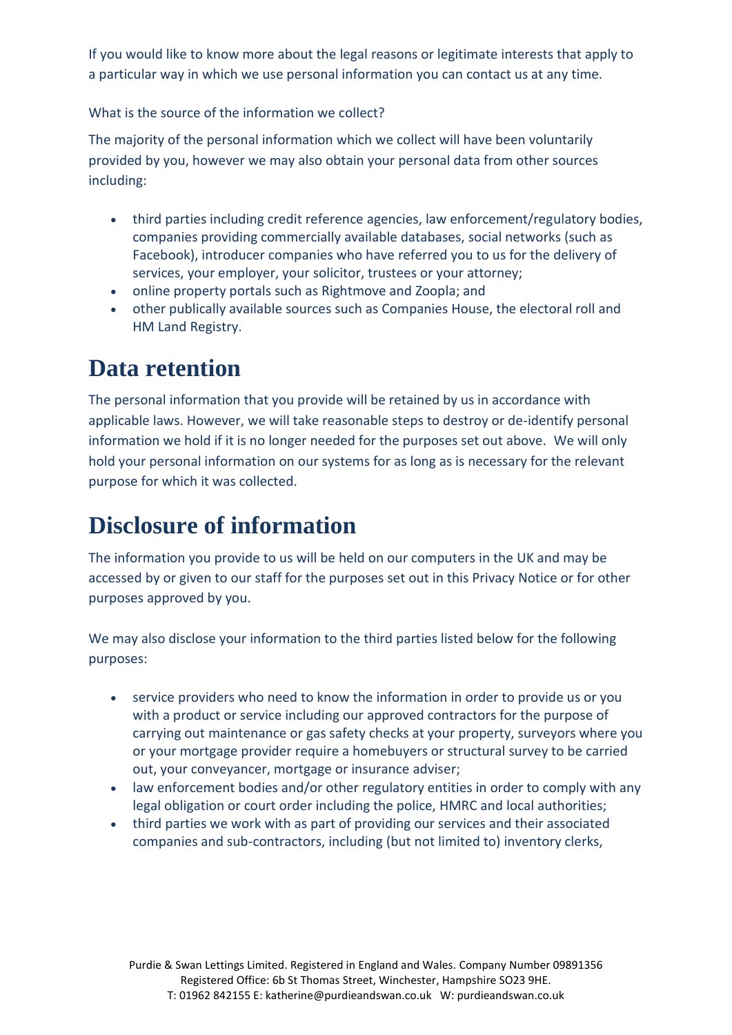If you would like to know more about the legal reasons or legitimate interests that apply to a particular way in which we use personal information you can contact us at any time.

What is the source of the information we collect?

The majority of the personal information which we collect will have been voluntarily provided by you, however we may also obtain your personal data from other sources including:

- third parties including credit reference agencies, law enforcement/regulatory bodies, companies providing commercially available databases, social networks (such as Facebook), introducer companies who have referred you to us for the delivery of services, your employer, your solicitor, trustees or your attorney;
- online property portals such as Rightmove and Zoopla; and
- other publically available sources such as Companies House, the electoral roll and HM Land Registry.

# Data retention

The personal information that you provide will be retained by us in accordance with applicable laws. However, we will take reasonable steps to destroy or de-identify personal information we hold if it is no longer needed for the purposes set out above. We will only hold your personal information on our systems for as long as is necessary for the relevant purpose for which it was collected.

# Disclosure of information

The information you provide to us will be held on our computers in the UK and may be accessed by or given to our staff for the purposes set out in this Privacy Notice or for other purposes approved by you.

We may also disclose your information to the third parties listed below for the following purposes:

- service providers who need to know the information in order to provide us or you with a product or service including our approved contractors for the purpose of carrying out maintenance or gas safety checks at your property, surveyors where you or your mortgage provider require a homebuyers or structural survey to be carried out, your conveyancer, mortgage or insurance adviser;
- law enforcement bodies and/or other regulatory entities in order to comply with any legal obligation or court order including the police, HMRC and local authorities;
- third parties we work with as part of providing our services and their associated companies and sub-contractors, including (but not limited to) inventory clerks,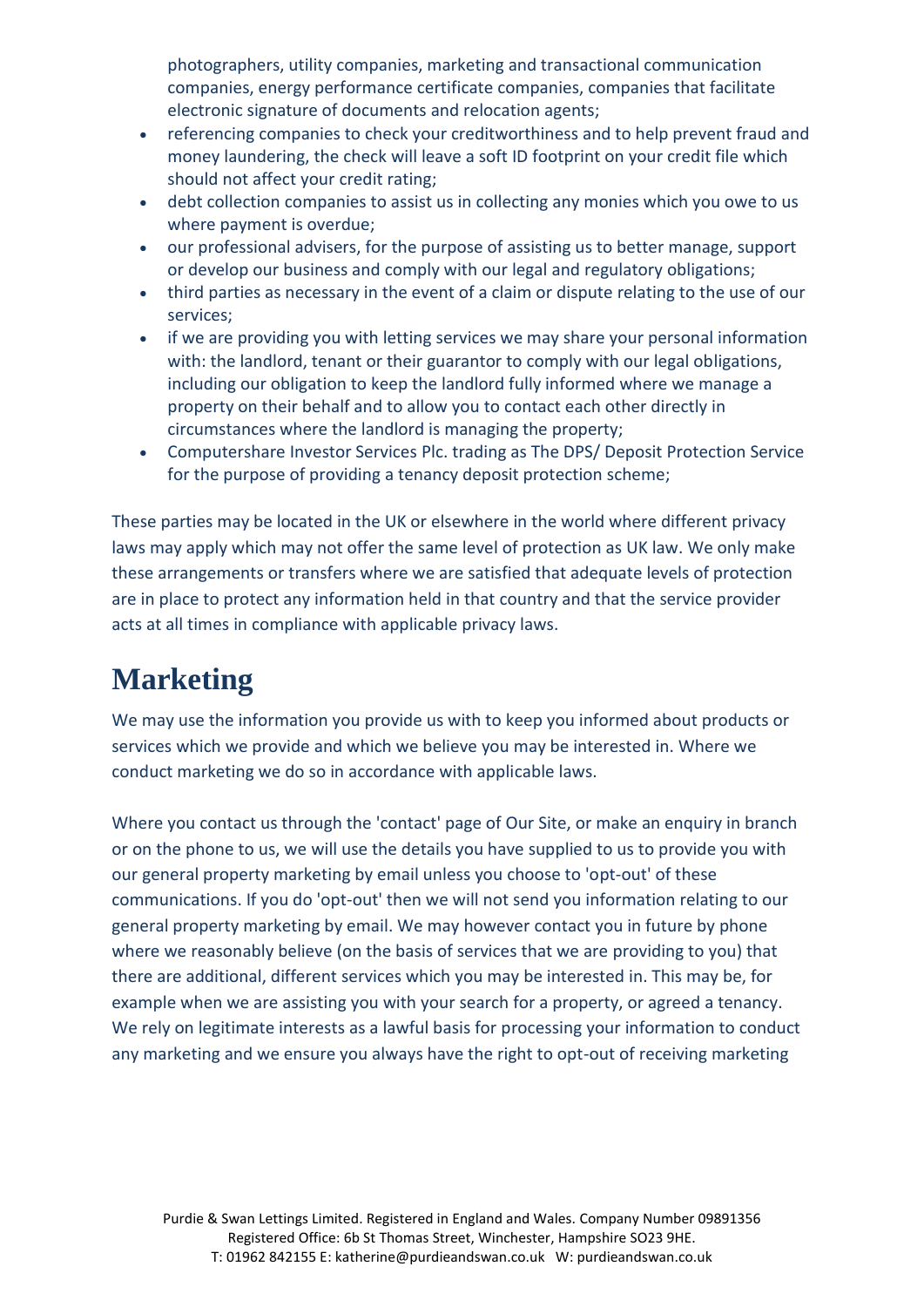photographers, utility companies, marketing and transactional communication companies, energy performance certificate companies, companies that facilitate electronic signature of documents and relocation agents;

- referencing companies to check your creditworthiness and to help prevent fraud and money laundering, the check will leave a soft ID footprint on your credit file which should not affect your credit rating;
- debt collection companies to assist us in collecting any monies which you owe to us where payment is overdue;
- our professional advisers, for the purpose of assisting us to better manage, support or develop our business and comply with our legal and regulatory obligations;
- third parties as necessary in the event of a claim or dispute relating to the use of our services;
- if we are providing you with letting services we may share your personal information with: the landlord, tenant or their guarantor to comply with our legal obligations, including our obligation to keep the landlord fully informed where we manage a property on their behalf and to allow you to contact each other directly in circumstances where the landlord is managing the property;
- Computershare Investor Services Plc. trading as The DPS/ Deposit Protection Service for the purpose of providing a tenancy deposit protection scheme;

These parties may be located in the UK or elsewhere in the world where different privacy laws may apply which may not offer the same level of protection as UK law. We only make these arrangements or transfers where we are satisfied that adequate levels of protection are in place to protect any information held in that country and that the service provider acts at all times in compliance with applicable privacy laws.

# Marketing

We may use the information you provide us with to keep you informed about products or services which we provide and which we believe you may be interested in. Where we conduct marketing we do so in accordance with applicable laws.

Where you contact us through the 'contact' page of Our Site, or make an enquiry in branch or on the phone to us, we will use the details you have supplied to us to provide you with our general property marketing by email unless you choose to 'opt-out' of these communications. If you do 'opt-out' then we will not send you information relating to our general property marketing by email. We may however contact you in future by phone where we reasonably believe (on the basis of services that we are providing to you) that there are additional, different services which you may be interested in. This may be, for example when we are assisting you with your search for a property, or agreed a tenancy. We rely on legitimate interests as a lawful basis for processing your information to conduct any marketing and we ensure you always have the right to opt-out of receiving marketing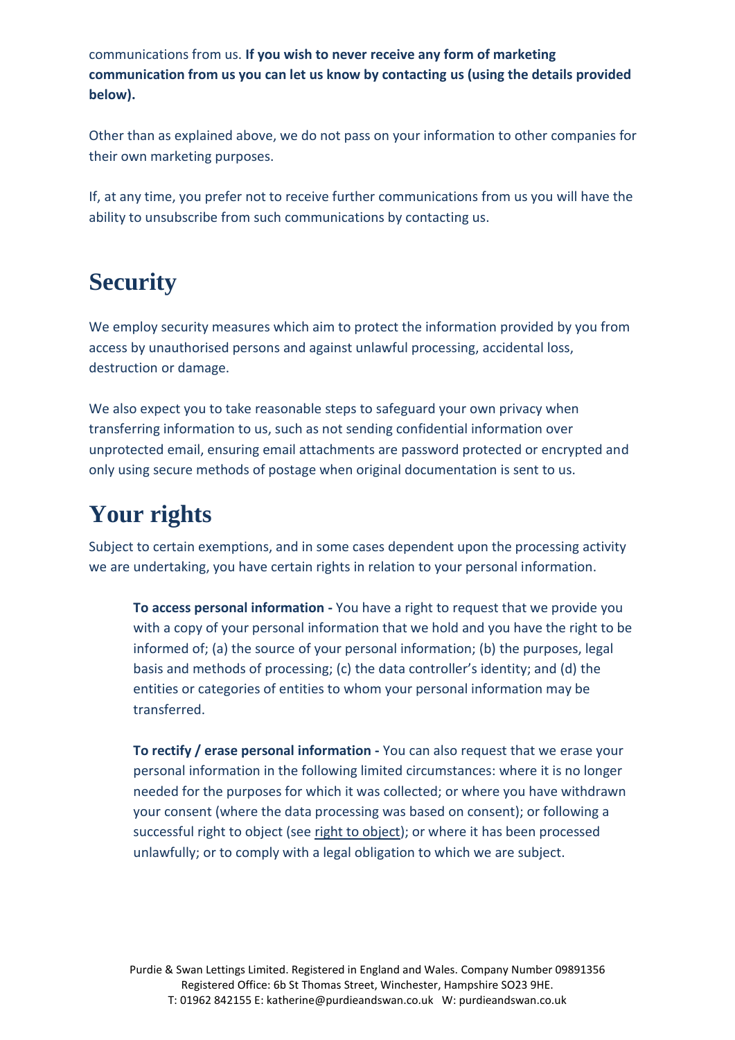communications from us. **If you wish to never receive any form of marketing communication from us you can let us know by contacting us (using the details provided below).**

Other than as explained above, we do not pass on your information to other companies for their own marketing purposes.

If, at any time, you prefer not to receive further communications from us you will have the ability to unsubscribe from such communications by contacting us.

# Security

We employ security measures which aim to protect the information provided by you from access by unauthorised persons and against unlawful processing, accidental loss, destruction or damage.

We also expect you to take reasonable steps to safeguard your own privacy when transferring information to us, such as not sending confidential information over unprotected email, ensuring email attachments are password protected or encrypted and only using secure methods of postage when original documentation is sent to us.

# Your rights

Subject to certain exemptions, and in some cases dependent upon the processing activity we are undertaking, you have certain rights in relation to your personal information.

> **To access personal information -** You have a right to request that we provide you with a copy of your personal information that we hold and you have the right to be informed of; (a) the source of your personal information; (b) the purposes, legal basis and methods of processing; (c) the data controller's identity; and (d) the entities or categories of entities to whom your personal information may be transferred.
>
> **To rectify / erase personal information -** You can also request that we erase your personal information in the following limited circumstances: where it is no longer needed for the purposes for which it was collected; or where you have withdrawn your consent (where the data processing was based on consent); or following a successful right to object (see right to object); or where it has been processed unlawfully; or to comply with a legal obligation to which we are subject.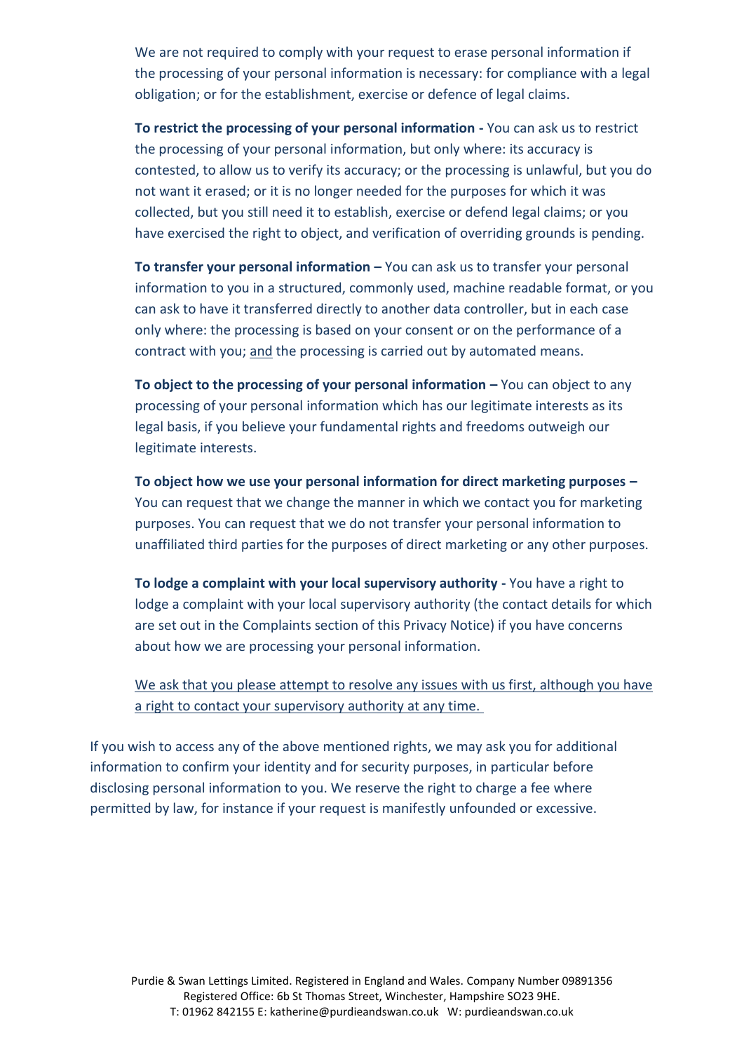We are not required to comply with your request to erase personal information if the processing of your personal information is necessary: for compliance with a legal obligation; or for the establishment, exercise or defence of legal claims.

**To restrict the processing of your personal information -** You can ask us to restrict the processing of your personal information, but only where: its accuracy is contested, to allow us to verify its accuracy; or the processing is unlawful, but you do not want it erased; or it is no longer needed for the purposes for which it was collected, but you still need it to establish, exercise or defend legal claims; or you have exercised the right to object, and verification of overriding grounds is pending.

**To transfer your personal information –** You can ask us to transfer your personal information to you in a structured, commonly used, machine readable format, or you can ask to have it transferred directly to another data controller, but in each case only where: the processing is based on your consent or on the performance of a contract with you; <u>and</u> the processing is carried out by automated means.

**To object to the processing of your personal information –** You can object to any processing of your personal information which has our legitimate interests as its legal basis, if you believe your fundamental rights and freedoms outweigh our legitimate interests.

**To object how we use your personal information for direct marketing purposes –** You can request that we change the manner in which we contact you for marketing purposes. You can request that we do not transfer your personal information to unaffiliated third parties for the purposes of direct marketing or any other purposes.

**To lodge a complaint with your local supervisory authority -** You have a right to lodge a complaint with your local supervisory authority (the contact details for which are set out in the Complaints section of this Privacy Notice) if you have concerns about how we are processing your personal information.

<u>We ask that you please attempt to resolve any issues with us first, although you have a right to contact your supervisory authority at any time.</u>

If you wish to access any of the above mentioned rights, we may ask you for additional information to confirm your identity and for security purposes, in particular before disclosing personal information to you. We reserve the right to charge a fee where permitted by law, for instance if your request is manifestly unfounded or excessive.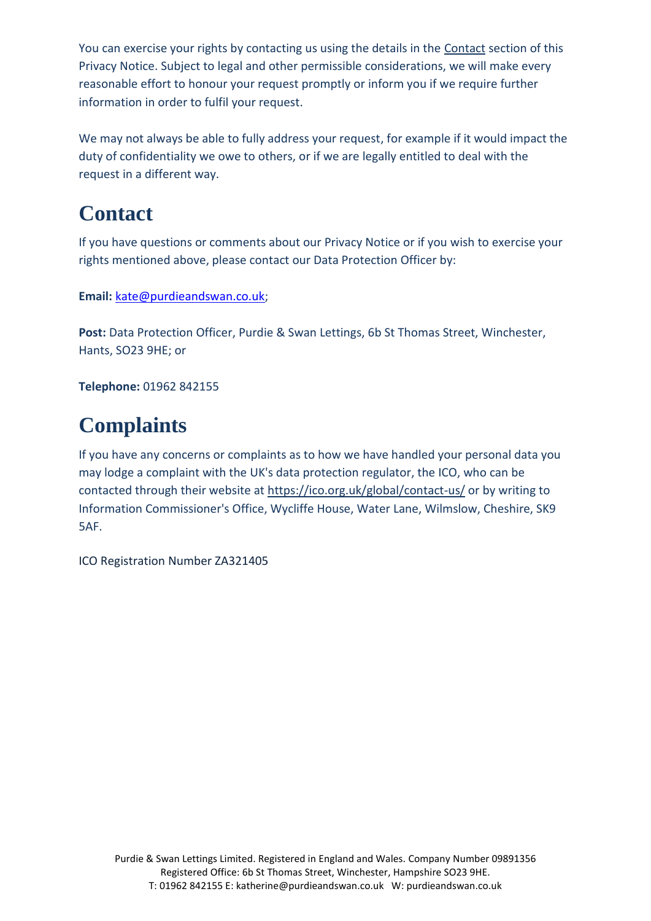You can exercise your rights by contacting us using the details in the Contact section of this Privacy Notice. Subject to legal and other permissible considerations, we will make every reasonable effort to honour your request promptly or inform you if we require further information in order to fulfil your request.

We may not always be able to fully address your request, for example if it would impact the duty of confidentiality we owe to others, or if we are legally entitled to deal with the request in a different way.

## Contact

If you have questions or comments about our Privacy Notice or if you wish to exercise your rights mentioned above, please contact our Data Protection Officer by:

**Email:** kate@purdieandswan.co.uk;

**Post:** Data Protection Officer, Purdie & Swan Lettings, 6b St Thomas Street, Winchester, Hants, SO23 9HE; or

**Telephone:** 01962 842155

## Complaints

If you have any concerns or complaints as to how we have handled your personal data you may lodge a complaint with the UK's data protection regulator, the ICO, who can be contacted through their website at https://ico.org.uk/global/contact-us/ or by writing to Information Commissioner's Office, Wycliffe House, Water Lane, Wilmslow, Cheshire, SK9 5AF.

ICO Registration Number ZA321405